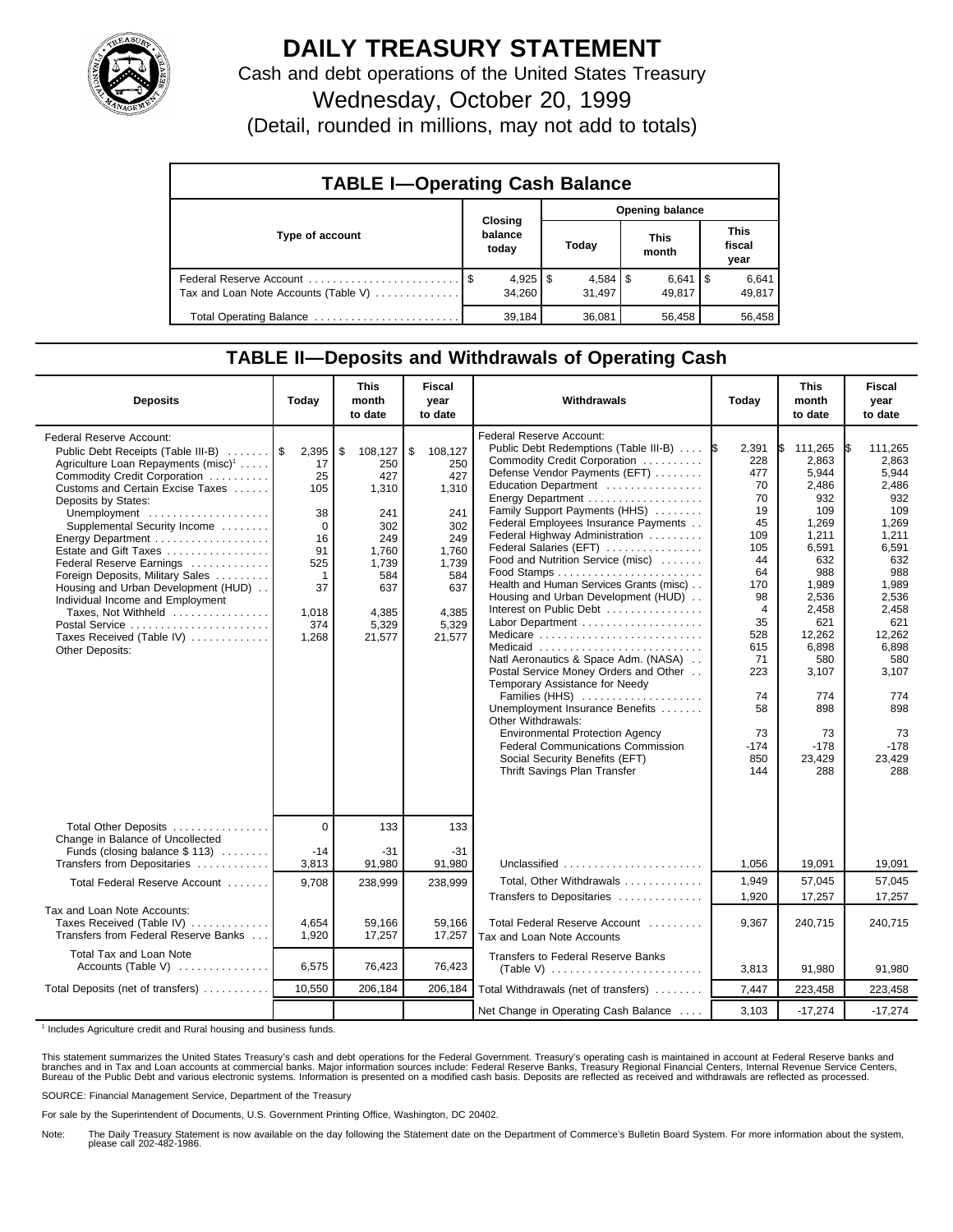# DAILY TREASURY STATEMENT

Cash and debt operations of the United States Treasury

Wednesday, October 20, 1999

(Detail, rounded in millions, may not add to totals)

## TABLE I—Operating Cash Balance

| Type of account | Closing balance today | Opening balance Today | Opening balance This month | Opening balance This fiscal year |
|---|---|---|---|---|
| Federal Reserve Account | $ 4,925 | $ 4,584 | $ 6,641 | $ 6,641 |
| Tax and Loan Note Accounts (Table V) | 34,260 | 31,497 | 49,817 | 49,817 |
| Total Operating Balance | 39,184 | 36,081 | 56,458 | 56,458 |

## TABLE II—Deposits and Withdrawals of Operating Cash

| Deposits | Today | This month to date | Fiscal year to date |
|---|---|---|---|
| Federal Reserve Account: | | | |
| Public Debt Receipts (Table III-B) | $ 2,395 | $ 108,127 | $ 108,127 |
| Agriculture Loan Repayments (misc)[1] | 17 | 250 | 250 |
| Commodity Credit Corporation | 25 | 427 | 427 |
| Customs and Certain Excise Taxes | 105 | 1,310 | 1,310 |
| Deposits by States: | | | |
| Unemployment | 38 | 241 | 241 |
| Supplemental Security Income | 0 | 302 | 302 |
| Energy Department | 16 | 249 | 249 |
| Estate and Gift Taxes | 91 | 1,760 | 1,760 |
| Federal Reserve Earnings | 525 | 1,739 | 1,739 |
| Foreign Deposits, Military Sales | 1 | 584 | 584 |
| Housing and Urban Development (HUD) | 37 | 637 | 637 |
| Individual Income and Employment Taxes, Not Withheld | 1,018 | 4,385 | 4,385 |
| Postal Service | 374 | 5,329 | 5,329 |
| Taxes Received (Table IV) | 1,268 | 21,577 | 21,577 |
| Other Deposits: | | | |
| Total Other Deposits | 0 | 133 | 133 |
| Change in Balance of Uncollected Funds (closing balance $ 113) | -14 | -31 | -31 |
| Transfers from Depositaries | 3,813 | 91,980 | 91,980 |
| Total Federal Reserve Account | 9,708 | 238,999 | 238,999 |
| Tax and Loan Note Accounts: | | | |
| Taxes Received (Table IV) | 4,654 | 59,166 | 59,166 |
| Transfers from Federal Reserve Banks | 1,920 | 17,257 | 17,257 |
| Total Tax and Loan Note Accounts (Table V) | 6,575 | 76,423 | 76,423 |
| Total Deposits (net of transfers) | 10,550 | 206,184 | 206,184 |

| Withdrawals | Today | This month to date | Fiscal year to date |
|---|---|---|---|
| Federal Reserve Account: | | | |
| Public Debt Redemptions (Table III-B) | $ 2,391 | $ 111,265 | $ 111,265 |
| Commodity Credit Corporation | 228 | 2,863 | 2,863 |
| Defense Vendor Payments (EFT) | 477 | 5,944 | 5,944 |
| Education Department | 70 | 2,486 | 2,486 |
| Energy Department | 70 | 932 | 932 |
| Family Support Payments (HHS) | 19 | 109 | 109 |
| Federal Employees Insurance Payments | 45 | 1,269 | 1,269 |
| Federal Highway Administration | 109 | 1,211 | 1,211 |
| Federal Salaries (EFT) | 105 | 6,591 | 6,591 |
| Food and Nutrition Service (misc) | 44 | 632 | 632 |
| Food Stamps | 64 | 988 | 988 |
| Health and Human Services Grants (misc) | 170 | 1,989 | 1,989 |
| Housing and Urban Development (HUD) | 98 | 2,536 | 2,536 |
| Interest on Public Debt | 4 | 2,458 | 2,458 |
| Labor Department | 35 | 621 | 621 |
| Medicare | 528 | 12,262 | 12,262 |
| Medicaid | 615 | 6,898 | 6,898 |
| Natl Aeronautics & Space Adm. (NASA) | 71 | 580 | 580 |
| Postal Service Money Orders and Other | 223 | 3,107 | 3,107 |
| Temporary Assistance for Needy Families (HHS) | 74 | 774 | 774 |
| Unemployment Insurance Benefits | 58 | 898 | 898 |
| Other Withdrawals: | | | |
| Environmental Protection Agency | 73 | 73 | 73 |
| Federal Communications Commission | -174 | -178 | -178 |
| Social Security Benefits (EFT) | 850 | 23,429 | 23,429 |
| Thrift Savings Plan Transfer | 144 | 288 | 288 |
| Unclassified | 1,056 | 19,091 | 19,091 |
| Total, Other Withdrawals | 1,949 | 57,045 | 57,045 |
| Transfers to Depositaries | 1,920 | 17,257 | 17,257 |
| Total Federal Reserve Account | 9,367 | 240,715 | 240,715 |
| Tax and Loan Note Accounts | | | |
| Transfers to Federal Reserve Banks (Table V) | 3,813 | 91,980 | 91,980 |
| Total Withdrawals (net of transfers) | 7,447 | 223,458 | 223,458 |
| Net Change in Operating Cash Balance | 3,103 | -17,274 | -17,274 |

[1] Includes Agriculture credit and Rural housing and business funds.

This statement summarizes the United States Treasury's cash and debt operations for the Federal Government. Treasury's operating cash is maintained in account at Federal Reserve banks and branches and in Tax and Loan accounts at commercial banks. Major information sources include: Federal Reserve Banks, Treasury Regional Financial Centers, Internal Revenue Service Centers, Bureau of the Public Debt and various electronic systems. Information is presented on a modified cash basis. Deposits are reflected as received and withdrawals are reflected as processed.

SOURCE: Financial Management Service, Department of the Treasury

For sale by the Superintendent of Documents, U.S. Government Printing Office, Washington, DC 20402.

Note: The Daily Treasury Statement is now available on the day following the Statement date on the Department of Commerce's Bulletin Board System. For more information about the system, please call 202-482-1986.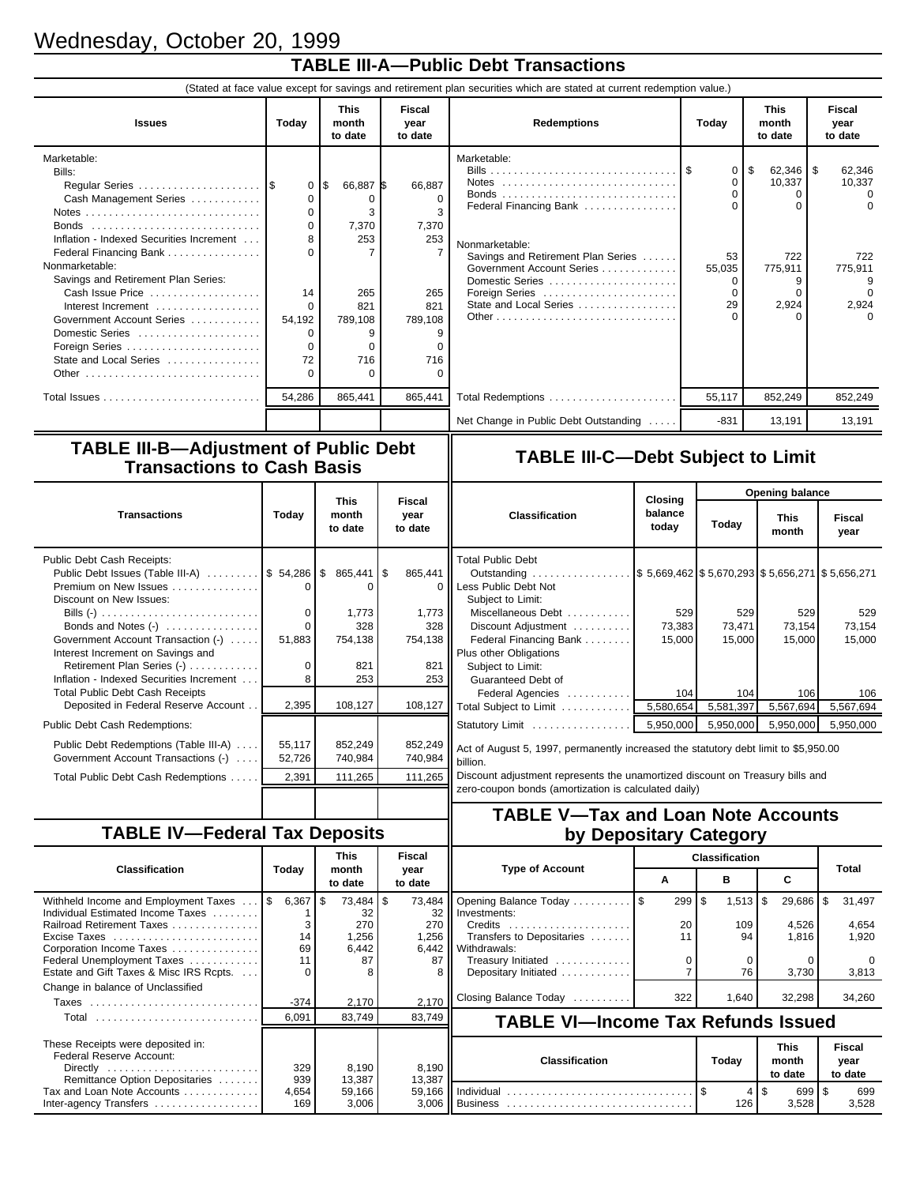Wednesday, October 20, 1999

## TABLE III-A—Public Debt Transactions

(Stated at face value except for savings and retirement plan securities which are stated at current redemption value.)

| Issues | Today | This month to date | Fiscal year to date |
|---|---|---|---|
| Marketable: | | | |
| Bills: | | | |
| Regular Series | $ 0 | $ 66,887 | $ 66,887 |
| Cash Management Series | 0 | 0 | 0 |
| Notes | 0 | 3 | 3 |
| Bonds | 0 | 7,370 | 7,370 |
| Inflation - Indexed Securities Increment | 8 | 253 | 253 |
| Federal Financing Bank | 0 | 7 | 7 |
| Nonmarketable: | | | |
| Savings and Retirement Plan Series: | | | |
| Cash Issue Price | 14 | 265 | 265 |
| Interest Increment | 0 | 821 | 821 |
| Government Account Series | 54,192 | 789,108 | 789,108 |
| Domestic Series | 0 | 9 | 9 |
| Foreign Series | 0 | 0 | 0 |
| State and Local Series | 72 | 716 | 716 |
| Other | 0 | 0 | 0 |
| Total Issues | 54,286 | 865,441 | 865,441 |

| Redemptions | Today | This month to date | Fiscal year to date |
|---|---|---|---|
| Marketable: | | | |
| Bills | $ 0 | $ 62,346 | $ 62,346 |
| Notes | 0 | 10,337 | 10,337 |
| Bonds | 0 | 0 | 0 |
| Federal Financing Bank | 0 | 0 | 0 |
| Nonmarketable: | | | |
| Savings and Retirement Plan Series | 53 | 722 | 722 |
| Government Account Series | 55,035 | 775,911 | 775,911 |
| Domestic Series | 0 | 9 | 9 |
| Foreign Series | 0 | 0 | 0 |
| State and Local Series | 29 | 2,924 | 2,924 |
| Other | 0 | 0 | 0 |
| Total Redemptions | 55,117 | 852,249 | 852,249 |
| Net Change in Public Debt Outstanding | -831 | 13,191 | 13,191 |

## TABLE III-B—Adjustment of Public Debt Transactions to Cash Basis

| Transactions | Today | This month to date | Fiscal year to date |
|---|---|---|---|
| Public Debt Cash Receipts: | | | |
| Public Debt Issues (Table III-A) | $ 54,286 | $ 865,441 | $ 865,441 |
| Premium on New Issues | 0 | 0 | 0 |
| Discount on New Issues: | | | |
| Bills (-) | 0 | 1,773 | 1,773 |
| Bonds and Notes (-) | 0 | 328 | 328 |
| Government Account Transaction (-) | 51,883 | 754,138 | 754,138 |
| Interest Increment on Savings and Retirement Plan Series (-) | 0 | 821 | 821 |
| Inflation - Indexed Securities Increment | 8 | 253 | 253 |
| Total Public Debt Cash Receipts Deposited in Federal Reserve Account | 2,395 | 108,127 | 108,127 |
| Public Debt Cash Redemptions: | | | |
| Public Debt Redemptions (Table III-A) | 55,117 | 852,249 | 852,249 |
| Government Account Transactions (-) | 52,726 | 740,984 | 740,984 |
| Total Public Debt Cash Redemptions | 2,391 | 111,265 | 111,265 |

## TABLE III-C—Debt Subject to Limit

| Classification | Closing balance today | Opening balance Today | Opening balance This month | Opening balance Fiscal year |
|---|---|---|---|---|
| Total Public Debt Outstanding | $ 5,669,462 | $ 5,670,293 | $ 5,656,271 | $ 5,656,271 |
| Less Public Debt Not Subject to Limit: | | | | |
| Miscellaneous Debt | 529 | 529 | 529 | 529 |
| Discount Adjustment | 73,383 | 73,471 | 73,154 | 73,154 |
| Federal Financing Bank | 15,000 | 15,000 | 15,000 | 15,000 |
| Plus other Obligations Subject to Limit: | | | | |
| Guaranteed Debt of Federal Agencies | 104 | 104 | 106 | 106 |
| Total Subject to Limit | 5,580,654 | 5,581,397 | 5,567,694 | 5,567,694 |
| Statutory Limit | 5,950,000 | 5,950,000 | 5,950,000 | 5,950,000 |

Act of August 5, 1997, permanently increased the statutory debt limit to $5,950.00 billion.

Discount adjustment represents the unamortized discount on Treasury bills and zero-coupon bonds (amortization is calculated daily)

## TABLE IV—Federal Tax Deposits

| Classification | Today | This month to date | Fiscal year to date |
|---|---|---|---|
| Withheld Income and Employment Taxes | $ 6,367 | $ 73,484 | $ 73,484 |
| Individual Estimated Income Taxes | 1 | 32 | 32 |
| Railroad Retirement Taxes | 3 | 270 | 270 |
| Excise Taxes | 14 | 1,256 | 1,256 |
| Corporation Income Taxes | 69 | 6,442 | 6,442 |
| Federal Unemployment Taxes | 11 | 87 | 87 |
| Estate and Gift Taxes & Misc IRS Rcpts. | 0 | 8 | 8 |
| Change in balance of Unclassified Taxes | -374 | 2,170 | 2,170 |
| Total | 6,091 | 83,749 | 83,749 |
| These Receipts were deposited in: | | | |
| Federal Reserve Account: | | | |
| Directly | 329 | 8,190 | 8,190 |
| Remittance Option Depositaries | 939 | 13,387 | 13,387 |
| Tax and Loan Note Accounts | 4,654 | 59,166 | 59,166 |
| Inter-agency Transfers | 169 | 3,006 | 3,006 |

## TABLE V—Tax and Loan Note Accounts by Depositary Category

| Type of Account | Classification A | Classification B | Classification C | Total |
|---|---|---|---|---|
| Opening Balance Today | $ 299 | $ 1,513 | $ 29,686 | $ 31,497 |
| Investments: | | | | |
| Credits | 20 | 109 | 4,526 | 4,654 |
| Transfers to Depositaries | 11 | 94 | 1,816 | 1,920 |
| Withdrawals: | | | | |
| Treasury Initiated | 0 | 0 | 0 | 0 |
| Depositary Initiated | 7 | 76 | 3,730 | 3,813 |
| Closing Balance Today | 322 | 1,640 | 32,298 | 34,260 |

## TABLE VI—Income Tax Refunds Issued

| Classification | Today | This month to date | Fiscal year to date |
|---|---|---|---|
| Individual | $ 4 | $ 699 | $ 699 |
| Business | 126 | 3,528 | 3,528 |